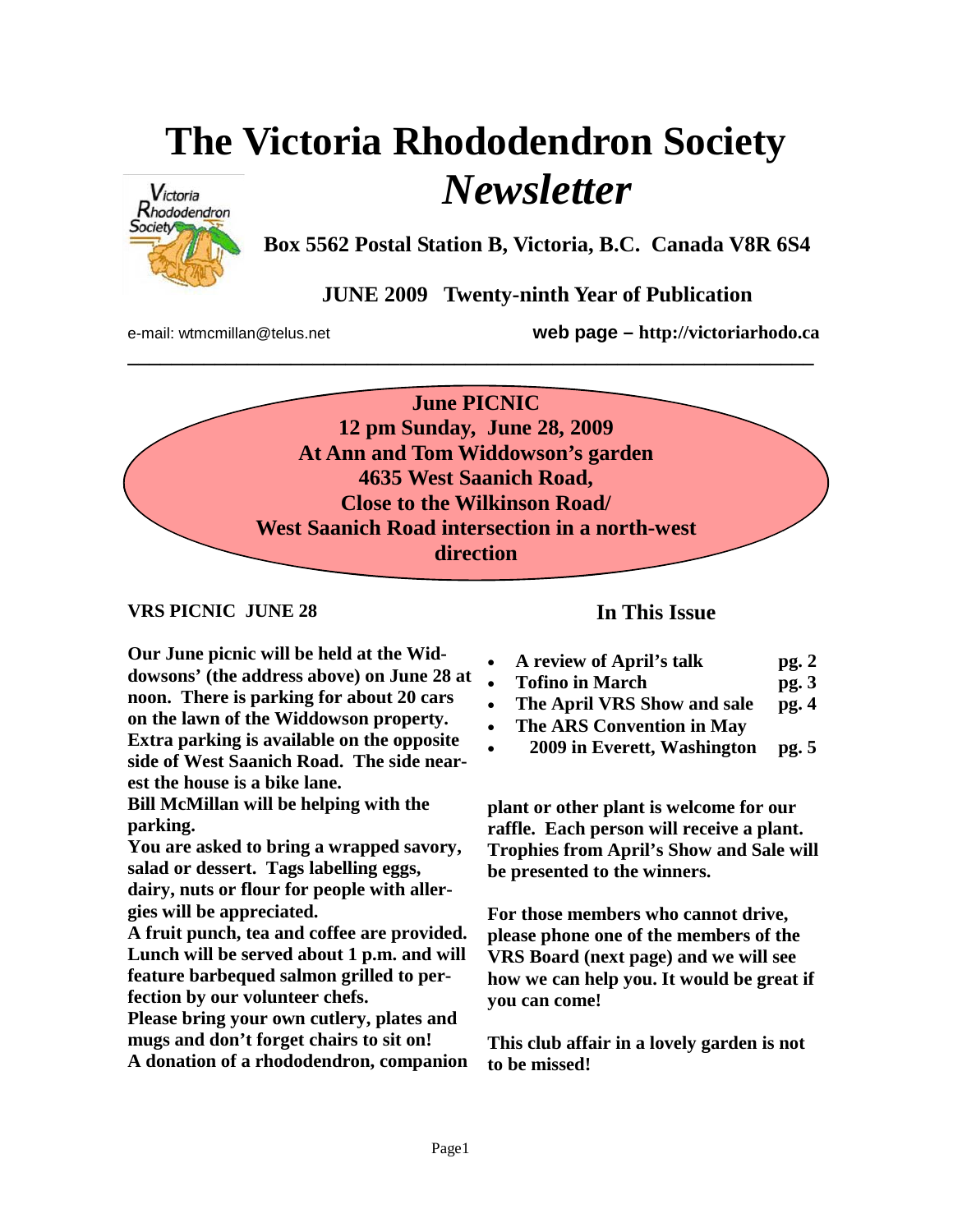# The Victoria Rhododendron Society *Newsletter*

**Box 5562 Postal Station B, Victoria, B.C. Canada V8R 6S4**

**JUNE 2009 Twenty-ninth Year of Publication**

e-mail: wtmcmillan@telus.net

**web page – http://victoriarhodo.ca**

---

**June PICNIC**
**12 pm Sunday, June 28, 2009**
**At Ann and Tom Widdowson's garden**
**4635 West Saanich Road,**
**Close to the Wilkinson Road/**
**West Saanich Road intersection in a north-west direction**

## VRS PICNIC JUNE 28

**Our June picnic will be held at the Widdowsons' (the address above) on June 28 at noon. There is parking for about 20 cars on the lawn of the Widdowson property. Extra parking is available on the opposite side of West Saanich Road. The side nearest the house is a bike lane.**

**Bill McMillan will be helping with the parking.**

**You are asked to bring a wrapped savory, salad or dessert. Tags labelling eggs, dairy, nuts or flour for people with allergies will be appreciated.**

**A fruit punch, tea and coffee are provided. Lunch will be served about 1 p.m. and will feature barbequed salmon grilled to perfection by our volunteer chefs.**

**Please bring your own cutlery, plates and mugs and don't forget chairs to sit on!**

**A donation of a rhododendron, companion plant or other plant is welcome for our raffle. Each person will receive a plant. Trophies from April's Show and Sale will be presented to the winners.**

**For those members who cannot drive, please phone one of the members of the VRS Board (next page) and we will see how we can help you. It would be great if you can come!**

**This club affair in a lovely garden is not to be missed!**

## In This Issue

- **A review of April's talk** **pg. 2**
- **Tofino in March** **pg. 3**
- **The April VRS Show and sale** **pg. 4**
- **The ARS Convention in May 2009 in Everett, Washington** **pg. 5**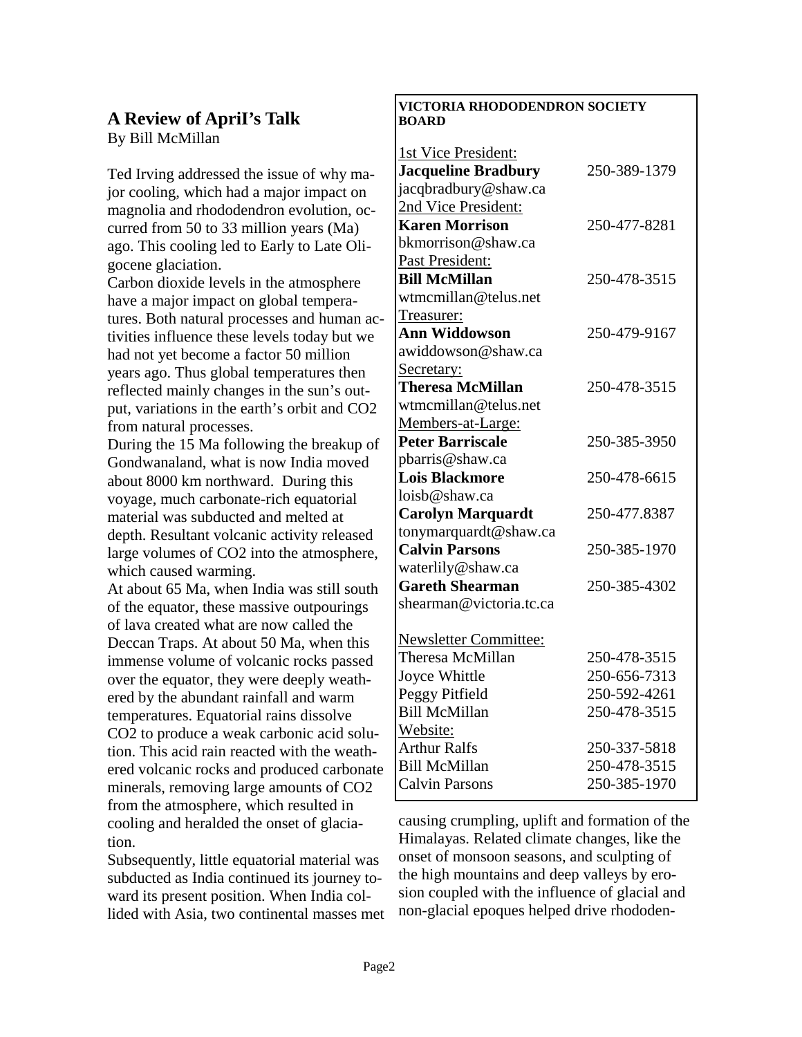## A Review of April's Talk

By Bill McMillan

Ted Irving addressed the issue of why major cooling, which had a major impact on magnolia and rhododendron evolution, occurred from 50 to 33 million years (Ma) ago. This cooling led to Early to Late Oligocene glaciation.

Carbon dioxide levels in the atmosphere have a major impact on global temperatures. Both natural processes and human activities influence these levels today but we had not yet become a factor 50 million years ago. Thus global temperatures then reflected mainly changes in the sun's output, variations in the earth's orbit and $CO_2$ from natural processes.

During the 15 Ma following the breakup of Gondwanaland, what is now India moved about 8000 km northward. During this voyage, much carbonate-rich equatorial material was subducted and melted at depth. Resultant volcanic activity released large volumes of $CO_2$ into the atmosphere, which caused warming.

At about 65 Ma, when India was still south of the equator, these massive outpourings of lava created what are now called the Deccan Traps. At about 50 Ma, when this immense volume of volcanic rocks passed over the equator, they were deeply weathered by the abundant rainfall and warm temperatures. Equatorial rains dissolve $CO_2$ to produce a weak carbonic acid solution. This acid rain reacted with the weathered volcanic rocks and produced carbonate minerals, removing large amounts of $CO_2$ from the atmosphere, which resulted in cooling and heralded the onset of glaciation.

Subsequently, little equatorial material was subducted as India continued its journey toward its present position. When India collided with Asia, two continental masses met causing crumpling, uplift and formation of the Himalayas. Related climate changes, like the onset of monsoon seasons, and sculpting of the high mountains and deep valleys by erosion coupled with the influence of glacial and non-glacial epoques helped drive rhododen-

**VICTORIA RHODODENDRON SOCIETY BOARD**

1st Vice President:
**Jacqueline Bradbury** 250-389-1379
jacqbradbury@shaw.ca

2nd Vice President:
**Karen Morrison** 250-477-8281
bkmorrison@shaw.ca

Past President:
**Bill McMillan** 250-478-3515
wtmcmillan@telus.net

Treasurer:
**Ann Widdowson** 250-479-9167
awiddowson@shaw.ca

Secretary:
**Theresa McMillan** 250-478-3515
wtmcmillan@telus.net

Members-at-Large:
**Peter Barriscale** 250-385-3950
pbarris@shaw.ca
**Lois Blackmore** 250-478-6615
loisb@shaw.ca
**Carolyn Marquardt** 250-477.8387
tonymarquardt@shaw.ca
**Calvin Parsons** 250-385-1970
waterlily@shaw.ca
**Gareth Shearman** 250-385-4302
shearman@victoria.tc.ca

Newsletter Committee:
Theresa McMillan 250-478-3515
Joyce Whittle 250-656-7313
Peggy Pitfield 250-592-4261
Bill McMillan 250-478-3515

Website:
Arthur Ralfs 250-337-5818
Bill McMillan 250-478-3515
Calvin Parsons 250-385-1970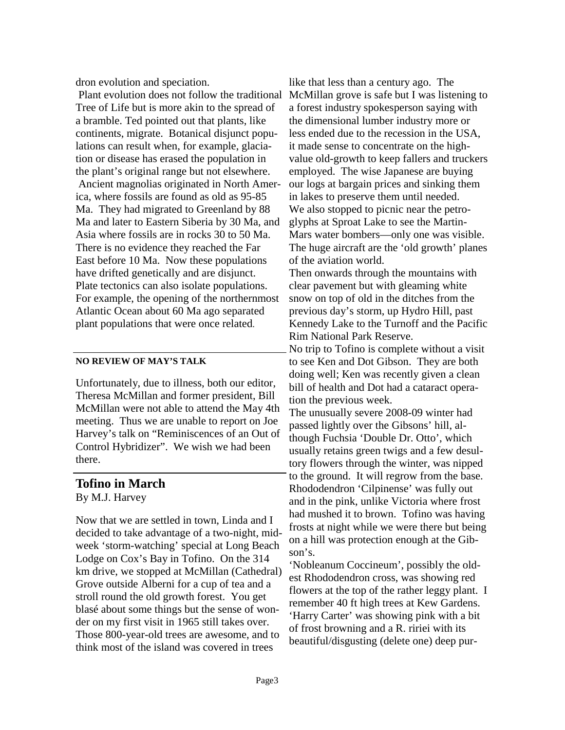dron evolution and speciation.

Plant evolution does not follow the traditional Tree of Life but is more akin to the spread of a bramble. Ted pointed out that plants, like continents, migrate. Botanical disjunct populations can result when, for example, glaciation or disease has erased the population in the plant's original range but not elsewhere.

Ancient magnolias originated in North America, where fossils are found as old as 95-85 Ma. They had migrated to Greenland by 88 Ma and later to Eastern Siberia by 30 Ma, and Asia where fossils are in rocks 30 to 50 Ma. There is no evidence they reached the Far East before 10 Ma. Now these populations have drifted genetically and are disjunct. Plate tectonics can also isolate populations. For example, the opening of the northernmost Atlantic Ocean about 60 Ma ago separated plant populations that were once related.

---

**NO REVIEW OF MAY'S TALK**

Unfortunately, due to illness, both our editor, Theresa McMillan and former president, Bill McMillan were not able to attend the May 4th meeting. Thus we are unable to report on Joe Harvey's talk on "Reminiscences of an Out of Control Hybridizer". We wish we had been there.

---

## Tofino in March

By M.J. Harvey

Now that we are settled in town, Linda and I decided to take advantage of a two-night, midweek 'storm-watching' special at Long Beach Lodge on Cox's Bay in Tofino. On the 314 km drive, we stopped at McMillan (Cathedral) Grove outside Alberni for a cup of tea and a stroll round the old growth forest. You get blasé about some things but the sense of wonder on my first visit in 1965 still takes over. Those 800-year-old trees are awesome, and to think most of the island was covered in trees like that less than a century ago. The McMillan grove is safe but I was listening to a forest industry spokesperson saying with the dimensional lumber industry more or less ended due to the recession in the USA, it made sense to concentrate on the high-value old-growth to keep fallers and truckers employed. The wise Japanese are buying our logs at bargain prices and sinking them in lakes to preserve them until needed.
We also stopped to picnic near the petroglyphs at Sproat Lake to see the Martin-Mars water bombers—only one was visible. The huge aircraft are the 'old growth' planes of the aviation world.
Then onwards through the mountains with clear pavement but with gleaming white snow on top of old in the ditches from the previous day's storm, up Hydro Hill, past Kennedy Lake to the Turnoff and the Pacific Rim National Park Reserve.
No trip to Tofino is complete without a visit to see Ken and Dot Gibson. They are both doing well; Ken was recently given a clean bill of health and Dot had a cataract operation the previous week.
The unusually severe 2008-09 winter had passed lightly over the Gibsons' hill, although Fuchsia 'Double Dr. Otto', which usually retains green twigs and a few desultory flowers through the winter, was nipped to the ground. It will regrow from the base.
Rhododendron 'Cilpinense' was fully out and in the pink, unlike Victoria where frost had mushed it to brown. Tofino was having frosts at night while we were there but being on a hill was protection enough at the Gibson's.
'Nobleanum Coccineum', possibly the oldest Rhododendron cross, was showing red flowers at the top of the rather leggy plant. I remember 40 ft high trees at Kew Gardens.
'Harry Carter' was showing pink with a bit of frost browning and a R. ririei with its beautiful/disgusting (delete one) deep pur-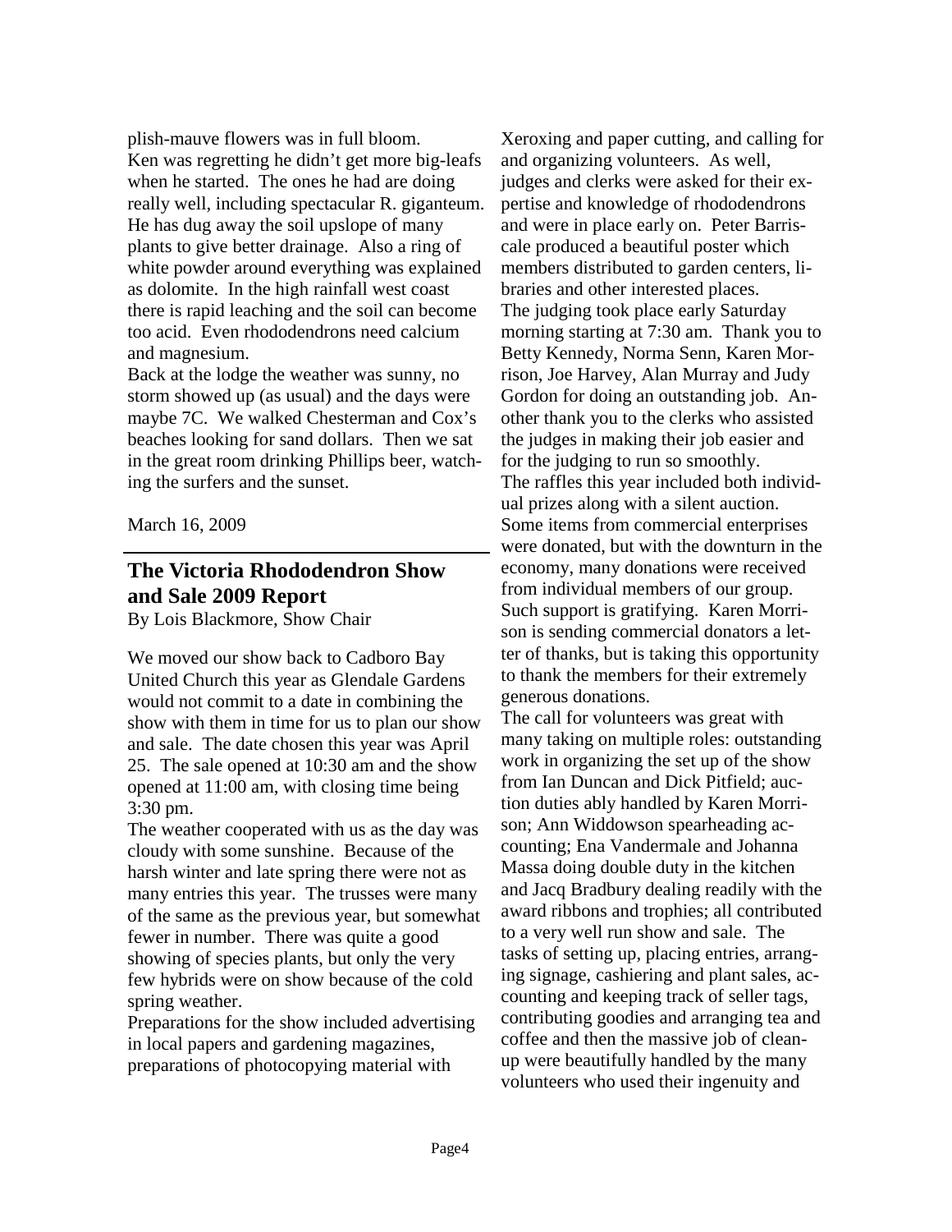plish-mauve flowers was in full bloom. Ken was regretting he didn't get more big-leafs when he started. The ones he had are doing really well, including spectacular R. giganteum. He has dug away the soil upslope of many plants to give better drainage. Also a ring of white powder around everything was explained as dolomite. In the high rainfall west coast there is rapid leaching and the soil can become too acid. Even rhododendrons need calcium and magnesium.

Back at the lodge the weather was sunny, no storm showed up (as usual) and the days were maybe 7C. We walked Chesterman and Cox's beaches looking for sand dollars. Then we sat in the great room drinking Phillips beer, watching the surfers and the sunset.

March 16, 2009

---

## The Victoria Rhododendron Show and Sale 2009 Report

By Lois Blackmore, Show Chair

We moved our show back to Cadboro Bay United Church this year as Glendale Gardens would not commit to a date in combining the show with them in time for us to plan our show and sale. The date chosen this year was April 25. The sale opened at 10:30 am and the show opened at 11:00 am, with closing time being 3:30 pm.

The weather cooperated with us as the day was cloudy with some sunshine. Because of the harsh winter and late spring there were not as many entries this year. The trusses were many of the same as the previous year, but somewhat fewer in number. There was quite a good showing of species plants, but only the very few hybrids were on show because of the cold spring weather.

Preparations for the show included advertising in local papers and gardening magazines, preparations of photocopying material with Xeroxing and paper cutting, and calling for and organizing volunteers. As well, judges and clerks were asked for their expertise and knowledge of rhododendrons and were in place early on. Peter Barriscale produced a beautiful poster which members distributed to garden centers, libraries and other interested places.

The judging took place early Saturday morning starting at 7:30 am. Thank you to Betty Kennedy, Norma Senn, Karen Morrison, Joe Harvey, Alan Murray and Judy Gordon for doing an outstanding job. Another thank you to the clerks who assisted the judges in making their job easier and for the judging to run so smoothly.

The raffles this year included both individual prizes along with a silent auction. Some items from commercial enterprises were donated, but with the downturn in the economy, many donations were received from individual members of our group. Such support is gratifying. Karen Morrison is sending commercial donators a letter of thanks, but is taking this opportunity to thank the members for their extremely generous donations.

The call for volunteers was great with many taking on multiple roles: outstanding work in organizing the set up of the show from Ian Duncan and Dick Pitfield; auction duties ably handled by Karen Morrison; Ann Widdowson spearheading accounting; Ena Vandermale and Johanna Massa doing double duty in the kitchen and Jacq Bradbury dealing readily with the award ribbons and trophies; all contributed to a very well run show and sale. The tasks of setting up, placing entries, arranging signage, cashiering and plant sales, accounting and keeping track of seller tags, contributing goodies and arranging tea and coffee and then the massive job of clean-up were beautifully handled by the many volunteers who used their ingenuity and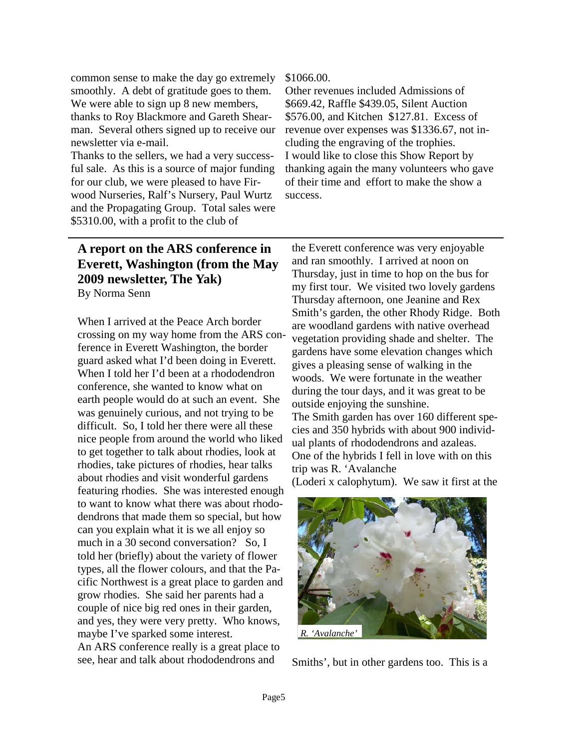common sense to make the day go extremely smoothly. A debt of gratitude goes to them. We were able to sign up 8 new members, thanks to Roy Blackmore and Gareth Shearman. Several others signed up to receive our newsletter via e-mail.

Thanks to the sellers, we had a very successful sale. As this is a source of major funding for our club, we were pleased to have Firwood Nurseries, Ralf's Nursery, Paul Wurtz and the Propagating Group. Total sales were $5310.00, with a profit to the club of $1066.00.

Other revenues included Admissions of $669.42, Raffle $439.05, Silent Auction $576.00, and Kitchen $127.81. Excess of revenue over expenses was $1336.67, not including the engraving of the trophies.

I would like to close this Show Report by thanking again the many volunteers who gave of their time and effort to make the show a success.

---

## A report on the ARS conference in Everett, Washington (from the May 2009 newsletter, The Yak)

By Norma Senn

When I arrived at the Peace Arch border crossing on my way home from the ARS conference in Everett Washington, the border guard asked what I'd been doing in Everett. When I told her I'd been at a rhododendron conference, she wanted to know what on earth people would do at such an event. She was genuinely curious, and not trying to be difficult. So, I told her there were all these nice people from around the world who liked to get together to talk about rhodies, look at rhodies, take pictures of rhodies, hear talks about rhodies and visit wonderful gardens featuring rhodies. She was interested enough to want to know what there was about rhododendrons that made them so special, but how can you explain what it is we all enjoy so much in a 30 second conversation? So, I told her (briefly) about the variety of flower types, all the flower colours, and that the Pacific Northwest is a great place to garden and grow rhodies. She said her parents had a couple of nice big red ones in their garden, and yes, they were very pretty. Who knows, maybe I've sparked some interest.

An ARS conference really is a great place to see, hear and talk about rhododendrons and the Everett conference was very enjoyable and ran smoothly. I arrived at noon on Thursday, just in time to hop on the bus for my first tour. We visited two lovely gardens Thursday afternoon, one Jeanine and Rex Smith's garden, the other Rhody Ridge. Both are woodland gardens with native overhead vegetation providing shade and shelter. The gardens have some elevation changes which gives a pleasing sense of walking in the woods. We were fortunate in the weather during the tour days, and it was great to be outside enjoying the sunshine.

The Smith garden has over 160 different species and 350 hybrids with about 900 individual plants of rhododendrons and azaleas. One of the hybrids I fell in love with on this trip was R. 'Avalanche (Loderi x calophytum). We saw it first at the Smiths', but in other gardens too. This is a

*R. 'Avalanche'*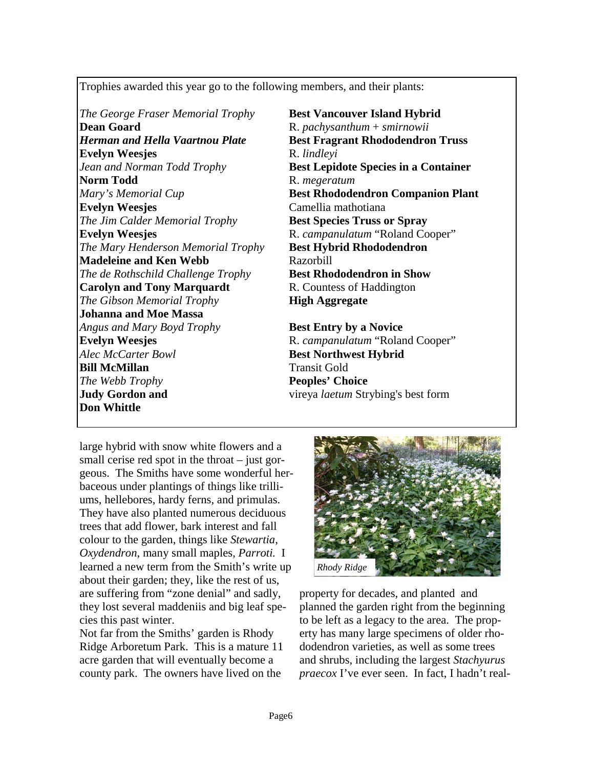Trophies awarded this year go to the following members, and their plants:

| Trophy / Member | Category / Plant |
|---|---|
| *The George Fraser Memorial Trophy* | **Best Vancouver Island Hybrid** |
| **Dean Goard** | R. *pachysanthum* + *smirnowii* |
| ***Herman and Hella Vaartnou Plate*** | **Best Fragrant Rhododendron Truss** |
| **Evelyn Weesjes** | R. *lindleyi* |
| *Jean and Norman Todd Trophy* | **Best Lepidote Species in a Container** |
| **Norm Todd** | R. *megeratum* |
| *Mary's Memorial Cup* | **Best Rhododendron Companion Plant** |
| **Evelyn Weesjes** | Camellia mathotiana |
| *The Jim Calder Memorial Trophy* | **Best Species Truss or Spray** |
| **Evelyn Weesjes** | R. *campanulatum* "Roland Cooper" |
| *The Mary Henderson Memorial Trophy* | **Best Hybrid Rhododendron** |
| **Madeleine and Ken Webb** | Razorbill |
| *The de Rothschild Challenge Trophy* | **Best Rhododendron in Show** |
| **Carolyn and Tony Marquardt** | R. Countess of Haddington |
| *The Gibson Memorial Trophy* | **High Aggregate** |
| **Johanna and Moe Massa** | |
| *Angus and Mary Boyd Trophy* | **Best Entry by a Novice** |
| **Evelyn Weesjes** | R. *campanulatum* "Roland Cooper" |
| *Alec McCarter Bowl* | **Best Northwest Hybrid** |
| **Bill McMillan** | Transit Gold |
| *The Webb Trophy* | **Peoples' Choice** |
| **Judy Gordon and Don Whittle** | vireya *laetum* Strybing's best form |

large hybrid with snow white flowers and a small cerise red spot in the throat – just gorgeous. The Smiths have some wonderful herbaceous under plantings of things like trilliums, hellebores, hardy ferns, and primulas. They have also planted numerous deciduous trees that add flower, bark interest and fall colour to the garden, things like *Stewartia*, *Oxydendron*, many small maples, *Parroti.* I learned a new term from the Smith's write up about their garden; they, like the rest of us, are suffering from "zone denial" and sadly, they lost several maddeniis and big leaf species this past winter.

Not far from the Smiths' garden is Rhody Ridge Arboretum Park. This is a mature 11 acre garden that will eventually become a county park. The owners have lived on the property for decades, and planted and planned the garden right from the beginning to be left as a legacy to the area. The property has many large specimens of older rhododendron varieties, as well as some trees and shrubs, including the largest *Stachyurus praecox* I've ever seen. In fact, I hadn't real-

*Rhody Ridge*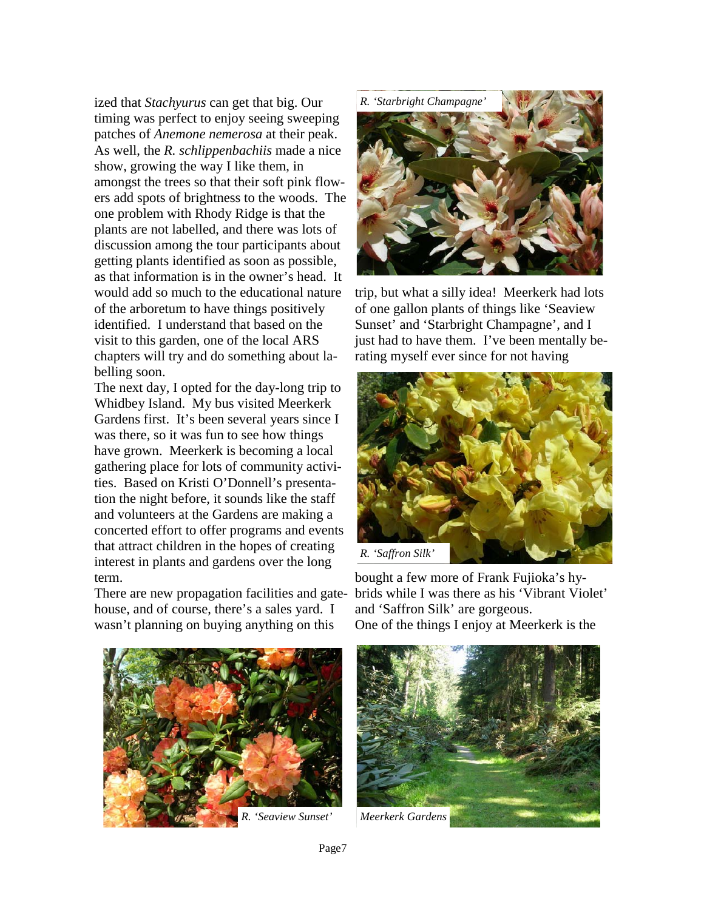ized that *Stachyurus* can get that big. Our timing was perfect to enjoy seeing sweeping patches of *Anemone nemerosa* at their peak. As well, the *R. schlippenbachiis* made a nice show, growing the way I like them, in amongst the trees so that their soft pink flowers add spots of brightness to the woods. The one problem with Rhody Ridge is that the plants are not labelled, and there was lots of discussion among the tour participants about getting plants identified as soon as possible, as that information is in the owner's head. It would add so much to the educational nature of the arboretum to have things positively identified. I understand that based on the visit to this garden, one of the local ARS chapters will try and do something about labelling soon.

The next day, I opted for the day-long trip to Whidbey Island. My bus visited Meerkerk Gardens first. It's been several years since I was there, so it was fun to see how things have grown. Meerkerk is becoming a local gathering place for lots of community activities. Based on Kristi O'Donnell's presentation the night before, it sounds like the staff and volunteers at the Gardens are making a concerted effort to offer programs and events that attract children in the hopes of creating interest in plants and gardens over the long term.

There are new propagation facilities and gatehouse, and of course, there's a sales yard. I wasn't planning on buying anything on this trip, but what a silly idea! Meerkerk had lots of one gallon plants of things like 'Seaview Sunset' and 'Starbright Champagne', and I just had to have them. I've been mentally berating myself ever since for not having bought a few more of Frank Fujioka's hybrids while I was there as his 'Vibrant Violet' and 'Saffron Silk' are gorgeous.

One of the things I enjoy at Meerkerk is the

*R. 'Starbright Champagne'*

*R. 'Saffron Silk'*

*R. 'Seaview Sunset'*

*Meerkerk Gardens*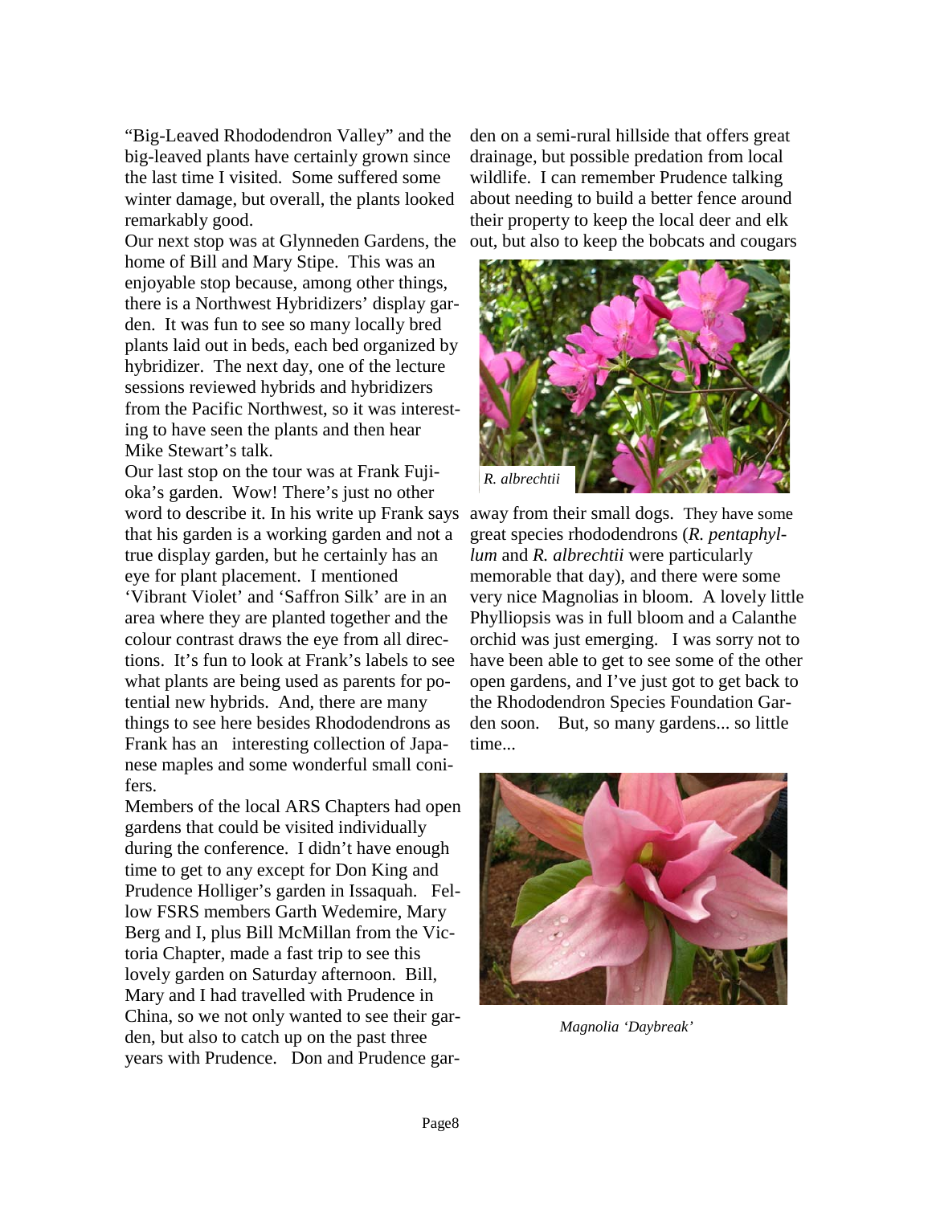"Big-Leaved Rhododendron Valley" and the big-leaved plants have certainly grown since the last time I visited. Some suffered some winter damage, but overall, the plants looked remarkably good.

Our next stop was at Glynneden Gardens, the home of Bill and Mary Stipe. This was an enjoyable stop because, among other things, there is a Northwest Hybridizers' display garden. It was fun to see so many locally bred plants laid out in beds, each bed organized by hybridizer. The next day, one of the lecture sessions reviewed hybrids and hybridizers from the Pacific Northwest, so it was interesting to have seen the plants and then hear Mike Stewart's talk.

Our last stop on the tour was at Frank Fujioka's garden. Wow! There's just no other word to describe it. In his write up Frank says that his garden is a working garden and not a true display garden, but he certainly has an eye for plant placement. I mentioned 'Vibrant Violet' and 'Saffron Silk' are in an area where they are planted together and the colour contrast draws the eye from all directions. It's fun to look at Frank's labels to see what plants are being used as parents for potential new hybrids. And, there are many things to see here besides Rhododendrons as Frank has an interesting collection of Japanese maples and some wonderful small conifers.

Members of the local ARS Chapters had open gardens that could be visited individually during the conference. I didn't have enough time to get to any except for Don King and Prudence Holliger's garden in Issaquah. Fellow FSRS members Garth Wedemire, Mary Berg and I, plus Bill McMillan from the Victoria Chapter, made a fast trip to see this lovely garden on Saturday afternoon. Bill, Mary and I had travelled with Prudence in China, so we not only wanted to see their garden, but also to catch up on the past three years with Prudence. Don and Prudence garden on a semi-rural hillside that offers great drainage, but possible predation from local wildlife. I can remember Prudence talking about needing to build a better fence around their property to keep the local deer and elk out, but also to keep the bobcats and cougars away from their small dogs. They have some great species rhododendrons (*R. pentaphyllum* and *R. albrechtii* were particularly memorable that day), and there were some very nice Magnolias in bloom. A lovely little Phylliopsis was in full bloom and a Calanthe orchid was just emerging. I was sorry not to have been able to get to see some of the other open gardens, and I've just got to get back to the Rhododendron Species Foundation Garden soon. But, so many gardens... so little time...

*R. albrechtii*

*Magnolia 'Daybreak'*